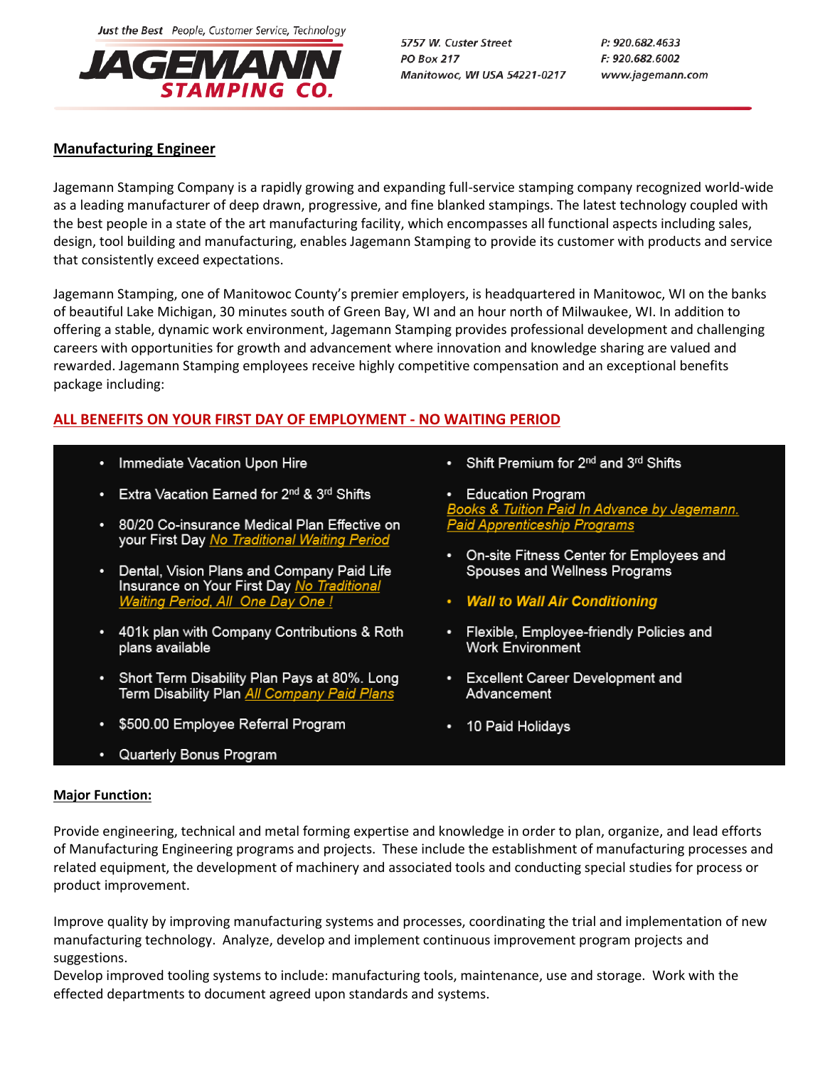Just the Best People, Customer Service, Technology

**JAGEMANN STAMPING CO.**

5757 W. Custer Street
PO Box 217
Manitowoc, WI USA 54221-0217

P: 920.682.4633
F: 920.682.6002
www.jagemann.com

## Manufacturing Engineer

Jagemann Stamping Company is a rapidly growing and expanding full-service stamping company recognized world-wide as a leading manufacturer of deep drawn, progressive, and fine blanked stampings. The latest technology coupled with the best people in a state of the art manufacturing facility, which encompasses all functional aspects including sales, design, tool building and manufacturing, enables Jagemann Stamping to provide its customer with products and service that consistently exceed expectations.

Jagemann Stamping, one of Manitowoc County's premier employers, is headquartered in Manitowoc, WI on the banks of beautiful Lake Michigan, 30 minutes south of Green Bay, WI and an hour north of Milwaukee, WI. In addition to offering a stable, dynamic work environment, Jagemann Stamping provides professional development and challenging careers with opportunities for growth and advancement where innovation and knowledge sharing are valued and rewarded. Jagemann Stamping employees receive highly competitive compensation and an exceptional benefits package including:

**ALL BENEFITS ON YOUR FIRST DAY OF EMPLOYMENT - NO WAITING PERIOD**

- Immediate Vacation Upon Hire
- Extra Vacation Earned for 2nd & 3rd Shifts
- 80/20 Co-insurance Medical Plan Effective on your First Day *No Traditional Waiting Period*
- Dental, Vision Plans and Company Paid Life Insurance on Your First Day *No Traditional Waiting Period, All One Day One !*
- 401k plan with Company Contributions & Roth plans available
- Short Term Disability Plan Pays at 80%. Long Term Disability Plan *All Company Paid Plans*
- $500.00 Employee Referral Program
- Quarterly Bonus Program
- Shift Premium for 2nd and 3rd Shifts
- Education Program *Books & Tuition Paid In Advance by Jagemann. Paid Apprenticeship Programs*
- On-site Fitness Center for Employees and Spouses and Wellness Programs
- ***Wall to Wall Air Conditioning***
- Flexible, Employee-friendly Policies and Work Environment
- Excellent Career Development and Advancement
- 10 Paid Holidays

### Major Function:

Provide engineering, technical and metal forming expertise and knowledge in order to plan, organize, and lead efforts of Manufacturing Engineering programs and projects. These include the establishment of manufacturing processes and related equipment, the development of machinery and associated tools and conducting special studies for process or product improvement.

Improve quality by improving manufacturing systems and processes, coordinating the trial and implementation of new manufacturing technology. Analyze, develop and implement continuous improvement program projects and suggestions.
Develop improved tooling systems to include: manufacturing tools, maintenance, use and storage. Work with the effected departments to document agreed upon standards and systems.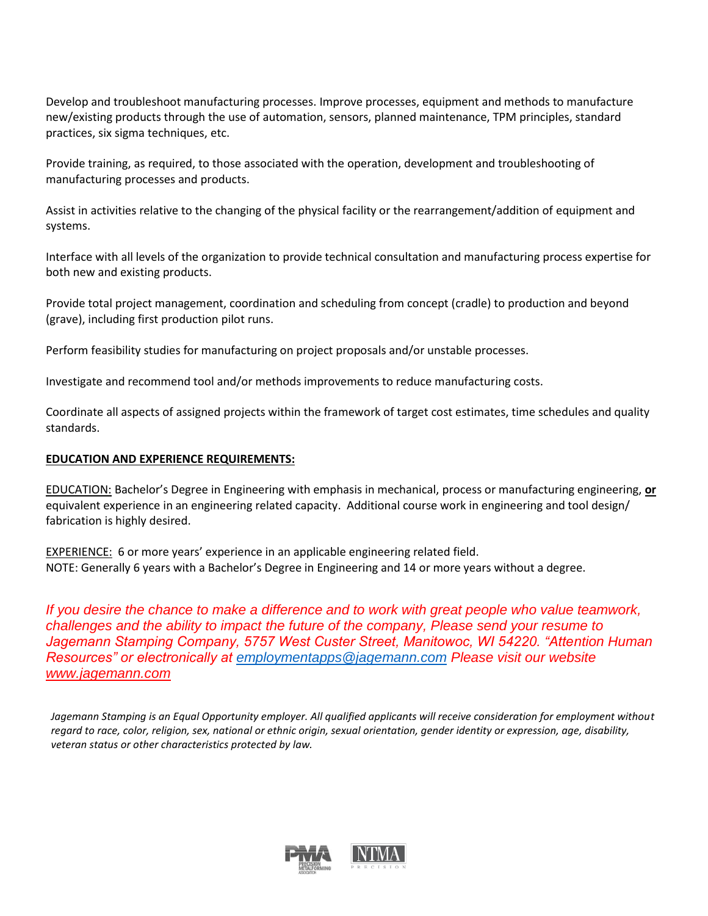Develop and troubleshoot manufacturing processes. Improve processes, equipment and methods to manufacture new/existing products through the use of automation, sensors, planned maintenance, TPM principles, standard practices, six sigma techniques, etc.

Provide training, as required, to those associated with the operation, development and troubleshooting of manufacturing processes and products.

Assist in activities relative to the changing of the physical facility or the rearrangement/addition of equipment and systems.

Interface with all levels of the organization to provide technical consultation and manufacturing process expertise for both new and existing products.

Provide total project management, coordination and scheduling from concept (cradle) to production and beyond (grave), including first production pilot runs.

Perform feasibility studies for manufacturing on project proposals and/or unstable processes.

Investigate and recommend tool and/or methods improvements to reduce manufacturing costs.

Coordinate all aspects of assigned projects within the framework of target cost estimates, time schedules and quality standards.

**EDUCATION AND EXPERIENCE REQUIREMENTS:**

EDUCATION: Bachelor's Degree in Engineering with emphasis in mechanical, process or manufacturing engineering, **or** equivalent experience in an engineering related capacity. Additional course work in engineering and tool design/ fabrication is highly desired.

EXPERIENCE: 6 or more years' experience in an applicable engineering related field.
NOTE: Generally 6 years with a Bachelor's Degree in Engineering and 14 or more years without a degree.

*If you desire the chance to make a difference and to work with great people who value teamwork, challenges and the ability to impact the future of the company, Please send your resume to Jagemann Stamping Company, 5757 West Custer Street, Manitowoc, WI 54220. "Attention Human Resources" or electronically at employmentapps@jagemann.com Please visit our website www.jagemann.com*

*Jagemann Stamping is an Equal Opportunity employer. All qualified applicants will receive consideration for employment without regard to race, color, religion, sex, national or ethnic origin, sexual orientation, gender identity or expression, age, disability, veteran status or other characteristics protected by law.*